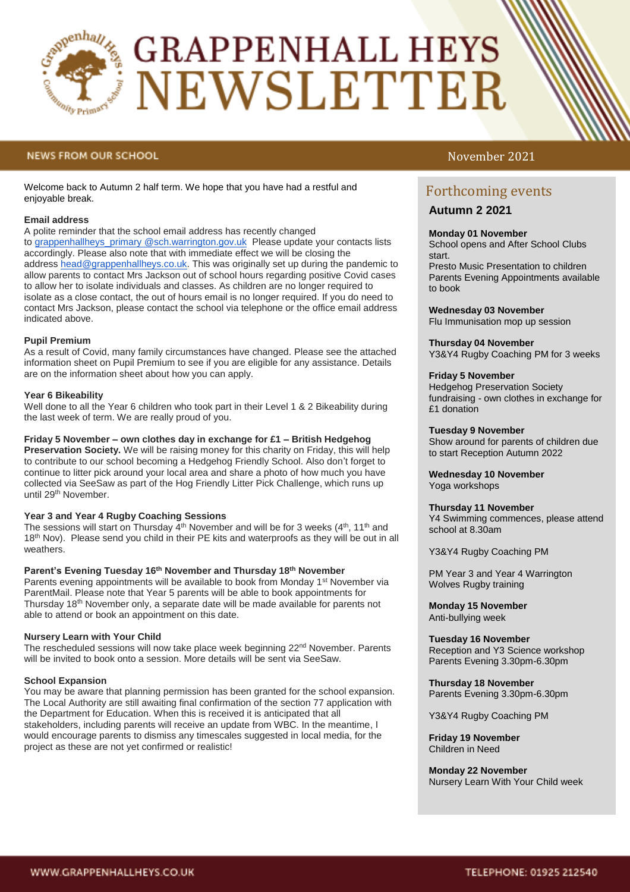# GRAPPENHALL HEYS NEWSLETTER

## NEWS FROM OUR SCHOOL

November 2021

Welcome back to Autumn 2 half term. We hope that you have had a restful and enjoyable break.

**Email address**

A polite reminder that the school email address has recently changed to grappenhallheys_primary @sch.warrington.gov.uk Please update your contacts lists accordingly. Please also note that with immediate effect we will be closing the address head@grappenhallheys.co.uk. This was originally set up during the pandemic to allow parents to contact Mrs Jackson out of school hours regarding positive Covid cases to allow her to isolate individuals and classes. As children are no longer required to isolate as a close contact, the out of hours email is no longer required. If you do need to contact Mrs Jackson, please contact the school via telephone or the office email address indicated above.

**Pupil Premium**

As a result of Covid, many family circumstances have changed. Please see the attached information sheet on Pupil Premium to see if you are eligible for any assistance. Details are on the information sheet about how you can apply.

**Year 6 Bikeability**

Well done to all the Year 6 children who took part in their Level 1 & 2 Bikeability during the last week of term. We are really proud of you.

**Friday 5 November – own clothes day in exchange for £1 – British Hedgehog Preservation Society.** We will be raising money for this charity on Friday, this will help to contribute to our school becoming a Hedgehog Friendly School. Also don't forget to continue to litter pick around your local area and share a photo of how much you have collected via SeeSaw as part of the Hog Friendly Litter Pick Challenge, which runs up until 29th November.

**Year 3 and Year 4 Rugby Coaching Sessions**

The sessions will start on Thursday 4th November and will be for 3 weeks (4th, 11th and 18th Nov). Please send you child in their PE kits and waterproofs as they will be out in all weathers.

**Parent's Evening Tuesday 16th November and Thursday 18th November**

Parents evening appointments will be available to book from Monday 1st November via ParentMail. Please note that Year 5 parents will be able to book appointments for Thursday 18th November only, a separate date will be made available for parents not able to attend or book an appointment on this date.

**Nursery Learn with Your Child**

The rescheduled sessions will now take place week beginning 22nd November. Parents will be invited to book onto a session. More details will be sent via SeeSaw.

**School Expansion**

You may be aware that planning permission has been granted for the school expansion. The Local Authority are still awaiting final confirmation of the section 77 application with the Department for Education. When this is received it is anticipated that all stakeholders, including parents will receive an update from WBC. In the meantime, I would encourage parents to dismiss any timescales suggested in local media, for the project as these are not yet confirmed or realistic!

## Forthcoming events

### Autumn 2 2021

**Monday 01 November**
School opens and After School Clubs start.
Presto Music Presentation to children
Parents Evening Appointments available to book

**Wednesday 03 November**
Flu Immunisation mop up session

**Thursday 04 November**
Y3&Y4 Rugby Coaching PM for 3 weeks

**Friday 5 November**
Hedgehog Preservation Society fundraising - own clothes in exchange for £1 donation

**Tuesday 9 November**
Show around for parents of children due to start Reception Autumn 2022

**Wednesday 10 November**
Yoga workshops

**Thursday 11 November**
Y4 Swimming commences, please attend school at 8.30am

Y3&Y4 Rugby Coaching PM

PM Year 3 and Year 4 Warrington Wolves Rugby training

**Monday 15 November**
Anti-bullying week

**Tuesday 16 November**
Reception and Y3 Science workshop
Parents Evening 3.30pm-6.30pm

**Thursday 18 November**
Parents Evening 3.30pm-6.30pm

Y3&Y4 Rugby Coaching PM

**Friday 19 November**
Children in Need

**Monday 22 November**
Nursery Learn With Your Child week

WWW.GRAPPENHALLHEYS.CO.UK

TELEPHONE: 01925 212540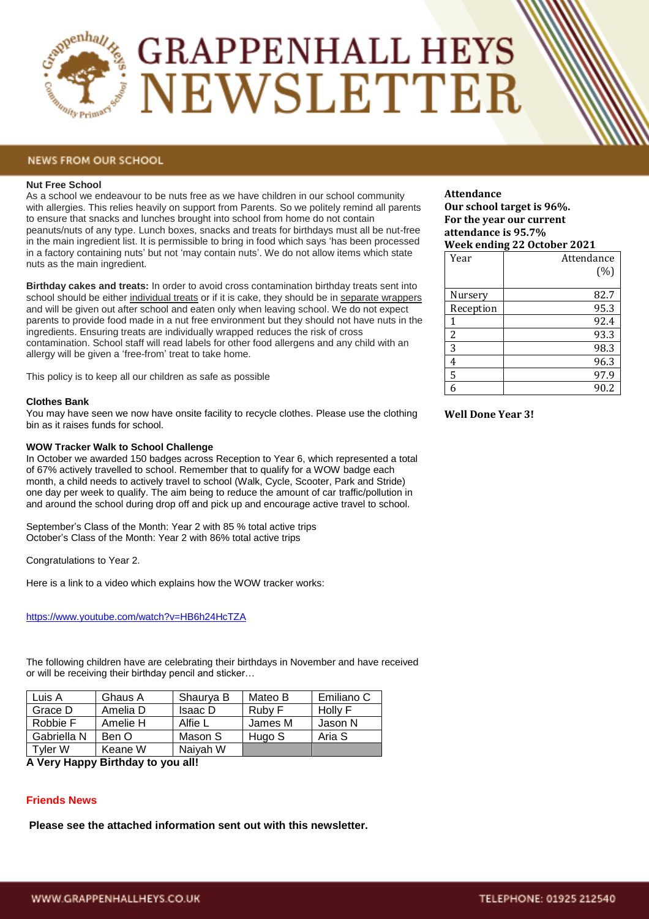# GRAPPENHALL HEYS NEWSLETTER

## NEWS FROM OUR SCHOOL

**Nut Free School**

As a school we endeavour to be nuts free as we have children in our school community with allergies. This relies heavily on support from Parents. So we politely remind all parents to ensure that snacks and lunches brought into school from home do not contain peanuts/nuts of any type. Lunch boxes, snacks and treats for birthdays must all be nut-free in the main ingredient list. It is permissible to bring in food which says 'has been processed in a factory containing nuts' but not 'may contain nuts'. We do not allow items which state nuts as the main ingredient.

**Birthday cakes and treats:** In order to avoid cross contamination birthday treats sent into school should be either individual treats or if it is cake, they should be in separate wrappers and will be given out after school and eaten only when leaving school. We do not expect parents to provide food made in a nut free environment but they should not have nuts in the ingredients. Ensuring treats are individually wrapped reduces the risk of cross contamination. School staff will read labels for other food allergens and any child with an allergy will be given a 'free-from' treat to take home.

This policy is to keep all our children as safe as possible

**Clothes Bank**

You may have seen we now have onsite facility to recycle clothes. Please use the clothing bin as it raises funds for school.

**WOW Tracker Walk to School Challenge**

In October we awarded 150 badges across Reception to Year 6, which represented a total of 67% actively travelled to school. Remember that to qualify for a WOW badge each month, a child needs to actively travel to school (Walk, Cycle, Scooter, Park and Stride) one day per week to qualify. The aim being to reduce the amount of car traffic/pollution in and around the school during drop off and pick up and encourage active travel to school.

September's Class of the Month: Year 2 with 85 % total active trips
October's Class of the Month: Year 2 with 86% total active trips

Congratulations to Year 2.

Here is a link to a video which explains how the WOW tracker works:

https://www.youtube.com/watch?v=HB6h24HcTZA

The following children have are celebrating their birthdays in November and have received or will be receiving their birthday pencil and sticker…

| | | | | |
|---|---|---|---|---|
| Luis A | Ghaus A | Shaurya B | Mateo B | Emiliano C |
| Grace D | Amelia D | Isaac D | Ruby F | Holly F |
| Robbie F | Amelie H | Alfie L | James M | Jason N |
| Gabriella N | Ben O | Mason S | Hugo S | Aria S |
| Tyler W | Keane W | Naiyah W | | |

**A Very Happy Birthday to you all!**

**Friends News**

**Please see the attached information sent out with this newsletter.**

**Attendance**
**Our school target is 96%.**
**For the year our current attendance is 95.7%**
**Week ending 22 October 2021**

| Year | Attendance (%) |
|---|---|
| Nursery | 82.7 |
| Reception | 95.3 |
| 1 | 92.4 |
| 2 | 93.3 |
| 3 | 98.3 |
| 4 | 96.3 |
| 5 | 97.9 |
| 6 | 90.2 |

**Well Done Year 3!**